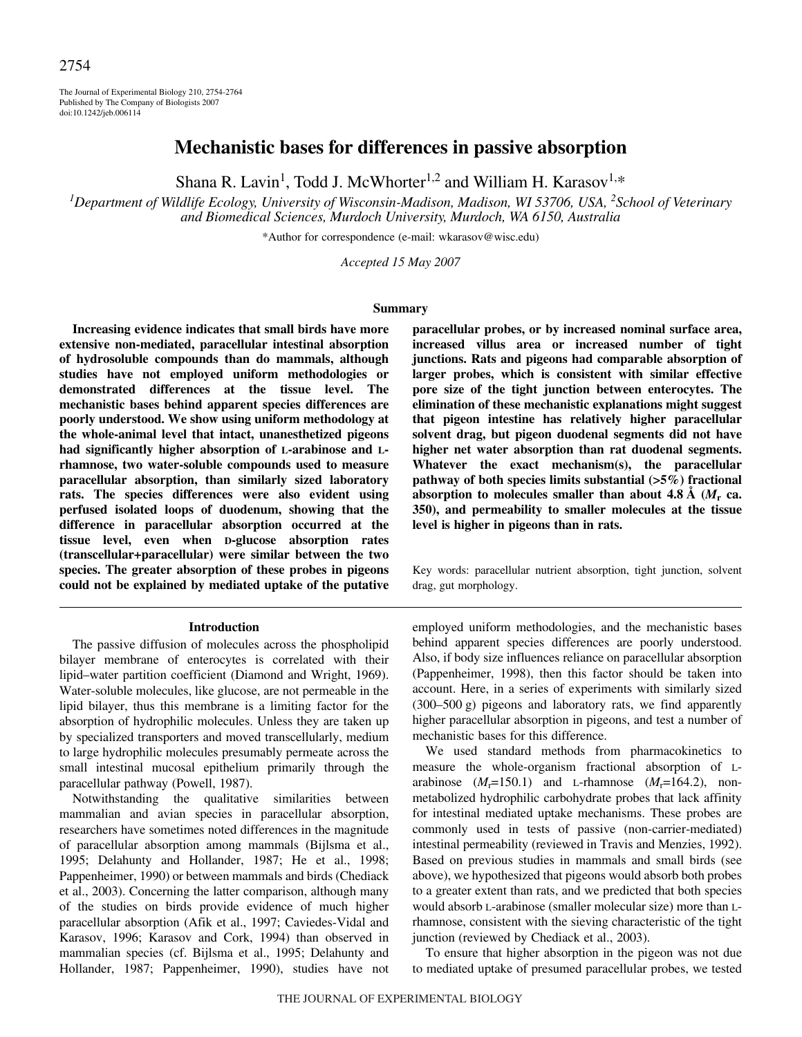# Mechanistic bases for differences in passive absorption

Shana R. Lavin[1], Todd J. McWhorter[1,2] and William H. Karasov[1,*]

[1]*Department of Wildlife Ecology, University of Wisconsin-Madison, Madison, WI 53706, USA,* [2]*School of Veterinary and Biomedical Sciences, Murdoch University, Murdoch, WA 6150, Australia*

*Author for correspondence (e-mail: wkarasov@wisc.edu)

*Accepted 15 May 2007*

## Summary

**Increasing evidence indicates that small birds have more extensive non-mediated, paracellular intestinal absorption of hydrosoluble compounds than do mammals, although studies have not employed uniform methodologies or demonstrated differences at the tissue level. The mechanistic bases behind apparent species differences are poorly understood. We show using uniform methodology at the whole-animal level that intact, unanesthetized pigeons had significantly higher absorption of L-arabinose and L-rhamnose, two water-soluble compounds used to measure paracellular absorption, than similarly sized laboratory rats. The species differences were also evident using perfused isolated loops of duodenum, showing that the difference in paracellular absorption occurred at the tissue level, even when D-glucose absorption rates (transcellular+paracellular) were similar between the two species. The greater absorption of these probes in pigeons could not be explained by mediated uptake of the putative paracellular probes, or by increased nominal surface area, increased villus area or increased number of tight junctions. Rats and pigeons had comparable absorption of larger probes, which is consistent with similar effective pore size of the tight junction between enterocytes. The elimination of these mechanistic explanations might suggest that pigeon intestine has relatively higher paracellular solvent drag, but pigeon duodenal segments did not have higher net water absorption than rat duodenal segments. Whatever the exact mechanism(s), the paracellular pathway of both species limits substantial (>5%) fractional absorption to molecules smaller than about 4.8 Å ($M_r$ ca. 350), and permeability to smaller molecules at the tissue level is higher in pigeons than in rats.**

Key words: paracellular nutrient absorption, tight junction, solvent drag, gut morphology.

## Introduction

The passive diffusion of molecules across the phospholipid bilayer membrane of enterocytes is correlated with their lipid–water partition coefficient (Diamond and Wright, 1969). Water-soluble molecules, like glucose, are not permeable in the lipid bilayer, thus this membrane is a limiting factor for the absorption of hydrophilic molecules. Unless they are taken up by specialized transporters and moved transcellularly, medium to large hydrophilic molecules presumably permeate across the small intestinal mucosal epithelium primarily through the paracellular pathway (Powell, 1987).

Notwithstanding the qualitative similarities between mammalian and avian species in paracellular absorption, researchers have sometimes noted differences in the magnitude of paracellular absorption among mammals (Bijlsma et al., 1995; Delahunty and Hollander, 1987; He et al., 1998; Pappenheimer, 1990) or between mammals and birds (Chediack et al., 2003). Concerning the latter comparison, although many of the studies on birds provide evidence of much higher paracellular absorption (Afik et al., 1997; Caviedes-Vidal and Karasov, 1996; Karasov and Cork, 1994) than observed in mammalian species (cf. Bijlsma et al., 1995; Delahunty and Hollander, 1987; Pappenheimer, 1990), studies have not employed uniform methodologies, and the mechanistic bases behind apparent species differences are poorly understood. Also, if body size influences reliance on paracellular absorption (Pappenheimer, 1998), then this factor should be taken into account. Here, in a series of experiments with similarly sized (300–500 g) pigeons and laboratory rats, we find apparently higher paracellular absorption in pigeons, and test a number of mechanistic bases for this difference.

We used standard methods from pharmacokinetics to measure the whole-organism fractional absorption of L-arabinose ($M_r$=150.1) and L-rhamnose ($M_r$=164.2), non-metabolized hydrophilic carbohydrate probes that lack affinity for intestinal mediated uptake mechanisms. These probes are commonly used in tests of passive (non-carrier-mediated) intestinal permeability (reviewed in Travis and Menzies, 1992). Based on previous studies in mammals and small birds (see above), we hypothesized that pigeons would absorb both probes to a greater extent than rats, and we predicted that both species would absorb L-arabinose (smaller molecular size) more than L-rhamnose, consistent with the sieving characteristic of the tight junction (reviewed by Chediack et al., 2003).

To ensure that higher absorption in the pigeon was not due to mediated uptake of presumed paracellular probes, we tested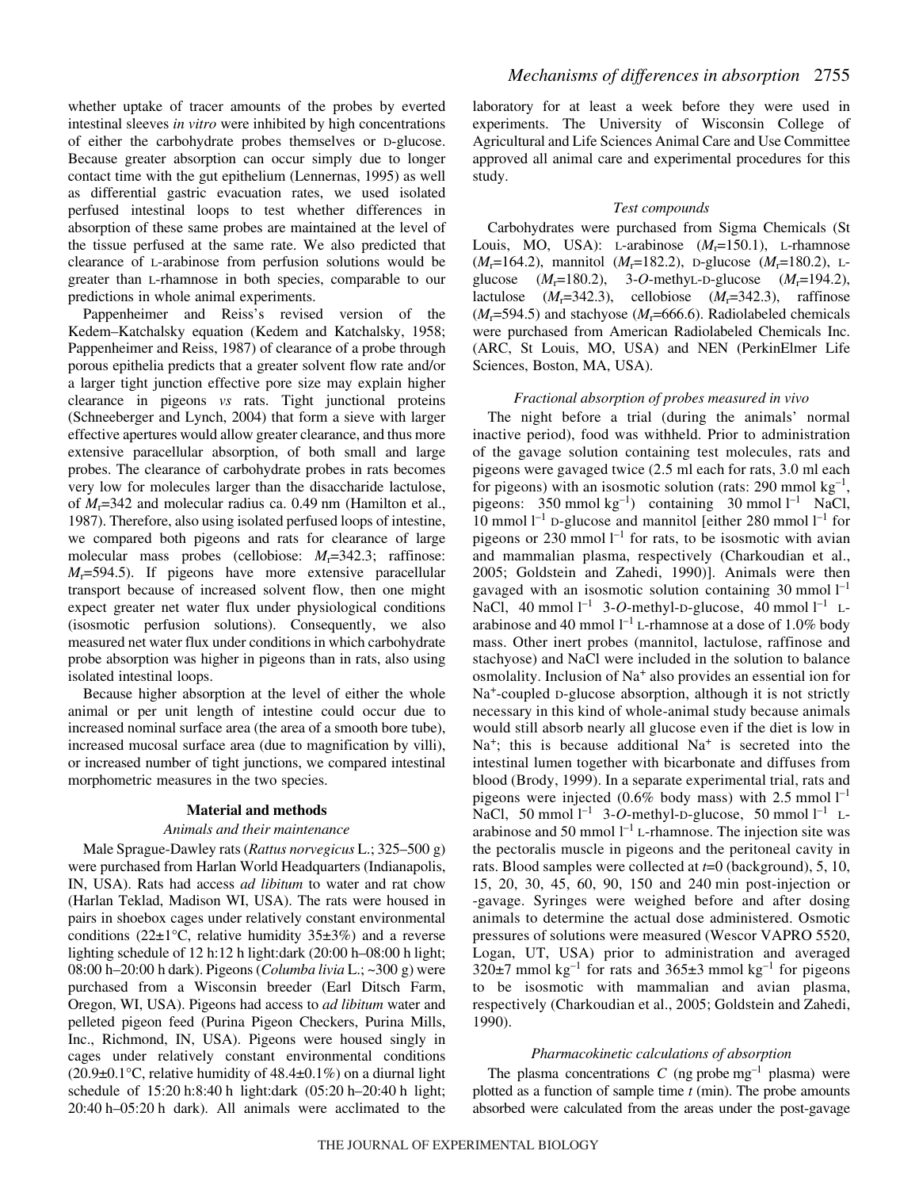whether uptake of tracer amounts of the probes by everted intestinal sleeves *in vitro* were inhibited by high concentrations of either the carbohydrate probes themselves or D-glucose. Because greater absorption can occur simply due to longer contact time with the gut epithelium (Lennernas, 1995) as well as differential gastric evacuation rates, we used isolated perfused intestinal loops to test whether differences in absorption of these same probes are maintained at the level of the tissue perfused at the same rate. We also predicted that clearance of L-arabinose from perfusion solutions would be greater than L-rhamnose in both species, comparable to our predictions in whole animal experiments.

Pappenheimer and Reiss's revised version of the Kedem–Katchalsky equation (Kedem and Katchalsky, 1958; Pappenheimer and Reiss, 1987) of clearance of a probe through porous epithelia predicts that a greater solvent flow rate and/or a larger tight junction effective pore size may explain higher clearance in pigeons *vs* rats. Tight junctional proteins (Schneeberger and Lynch, 2004) that form a sieve with larger effective apertures would allow greater clearance, and thus more extensive paracellular absorption, of both small and large probes. The clearance of carbohydrate probes in rats becomes very low for molecules larger than the disaccharide lactulose, of $M_r$=342 and molecular radius ca. 0.49 nm (Hamilton et al., 1987). Therefore, also using isolated perfused loops of intestine, we compared both pigeons and rats for clearance of large molecular mass probes (cellobiose: $M_r$=342.3; raffinose: $M_r$=594.5). If pigeons have more extensive paracellular transport because of increased solvent flow, then one might expect greater net water flux under physiological conditions (isosmotic perfusion solutions). Consequently, we also measured net water flux under conditions in which carbohydrate probe absorption was higher in pigeons than in rats, also using isolated intestinal loops.

Because higher absorption at the level of either the whole animal or per unit length of intestine could occur due to increased nominal surface area (the area of a smooth bore tube), increased mucosal surface area (due to magnification by villi), or increased number of tight junctions, we compared intestinal morphometric measures in the two species.

## Material and methods

### *Animals and their maintenance*

Male Sprague-Dawley rats (*Rattus norvegicus* L.; 325–500 g) were purchased from Harlan World Headquarters (Indianapolis, IN, USA). Rats had access *ad libitum* to water and rat chow (Harlan Teklad, Madison WI, USA). The rats were housed in pairs in shoebox cages under relatively constant environmental conditions (22±1°C, relative humidity 35±3%) and a reverse lighting schedule of 12 h:12 h light:dark (20:00 h–08:00 h light; 08:00 h–20:00 h dark). Pigeons (*Columba livia* L.; ~300 g) were purchased from a Wisconsin breeder (Earl Ditsch Farm, Oregon, WI, USA). Pigeons had access to *ad libitum* water and pelleted pigeon feed (Purina Pigeon Checkers, Purina Mills, Inc., Richmond, IN, USA). Pigeons were housed singly in cages under relatively constant environmental conditions (20.9±0.1°C, relative humidity of 48.4±0.1%) on a diurnal light schedule of 15:20 h:8:40 h light:dark (05:20 h–20:40 h light; 20:40 h–05:20 h dark). All animals were acclimated to the laboratory for at least a week before they were used in experiments. The University of Wisconsin College of Agricultural and Life Sciences Animal Care and Use Committee approved all animal care and experimental procedures for this study.

### *Test compounds*

Carbohydrates were purchased from Sigma Chemicals (St Louis, MO, USA): L-arabinose ($M_r$=150.1), L-rhamnose ($M_r$=164.2), mannitol ($M_r$=182.2), D-glucose ($M_r$=180.2), L-glucose ($M_r$=180.2), 3-*O*-methyL-D-glucose ($M_r$=194.2), lactulose ($M_r$=342.3), cellobiose ($M_r$=342.3), raffinose ($M_r$=594.5) and stachyose ($M_r$=666.6). Radiolabeled chemicals were purchased from American Radiolabeled Chemicals Inc. (ARC, St Louis, MO, USA) and NEN (PerkinElmer Life Sciences, Boston, MA, USA).

### *Fractional absorption of probes measured in vivo*

The night before a trial (during the animals' normal inactive period), food was withheld. Prior to administration of the gavage solution containing test molecules, rats and pigeons were gavaged twice (2.5 ml each for rats, 3.0 ml each for pigeons) with an isosmotic solution (rats: 290 mmol $kg^{-1}$, pigeons: 350 mmol $kg^{-1}$) containing 30 mmol $l^{-1}$ NaCl, 10 mmol $l^{-1}$ D-glucose and mannitol [either 280 mmol $l^{-1}$ for pigeons or 230 mmol $l^{-1}$ for rats, to be isosmotic with avian and mammalian plasma, respectively (Charkoudian et al., 2005; Goldstein and Zahedi, 1990)]. Animals were then gavaged with an isosmotic solution containing 30 mmol $l^{-1}$ NaCl, 40 mmol $l^{-1}$ 3-*O*-methyl-D-glucose, 40 mmol $l^{-1}$ L-arabinose and 40 mmol $l^{-1}$ L-rhamnose at a dose of 1.0% body mass. Other inert probes (mannitol, lactulose, raffinose and stachyose) and NaCl were included in the solution to balance osmolality. Inclusion of $Na^+$ also provides an essential ion for $Na^+$-coupled D-glucose absorption, although it is not strictly necessary in this kind of whole-animal study because animals would still absorb nearly all glucose even if the diet is low in $Na^+$; this is because additional $Na^+$ is secreted into the intestinal lumen together with bicarbonate and diffuses from blood (Brody, 1999). In a separate experimental trial, rats and pigeons were injected (0.6% body mass) with 2.5 mmol $l^{-1}$ NaCl, 50 mmol $l^{-1}$ 3-*O*-methyl-D-glucose, 50 mmol $l^{-1}$ L-arabinose and 50 mmol $l^{-1}$ L-rhamnose. The injection site was the pectoralis muscle in pigeons and the peritoneal cavity in rats. Blood samples were collected at $t$=0 (background), 5, 10, 15, 20, 30, 45, 60, 90, 150 and 240 min post-injection or -gavage. Syringes were weighed before and after dosing animals to determine the actual dose administered. Osmotic pressures of solutions were measured (Wescor VAPRO 5520, Logan, UT, USA) prior to administration and averaged 320±7 mmol $kg^{-1}$ for rats and 365±3 mmol $kg^{-1}$ for pigeons to be isosmotic with mammalian and avian plasma, respectively (Charkoudian et al., 2005; Goldstein and Zahedi, 1990).

### *Pharmacokinetic calculations of absorption*

The plasma concentrations $C$ (ng probe $mg^{-1}$ plasma) were plotted as a function of sample time $t$ (min). The probe amounts absorbed were calculated from the areas under the post-gavage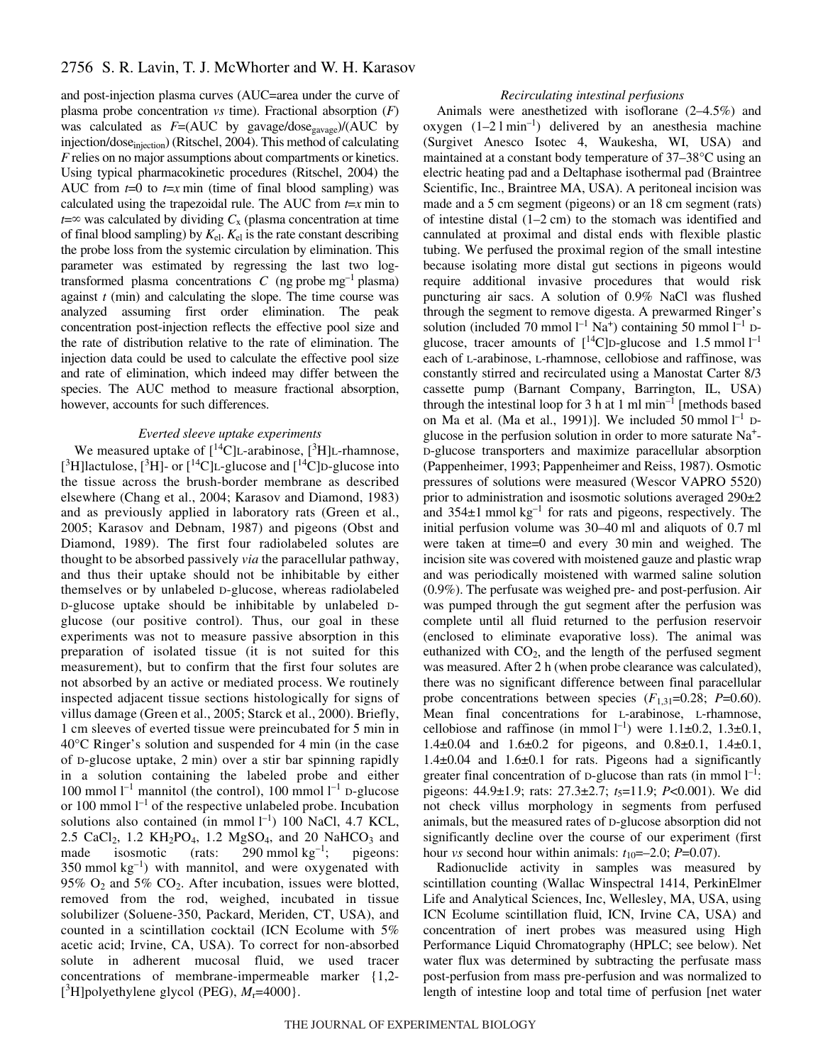and post-injection plasma curves (AUC=area under the curve of plasma probe concentration *vs* time). Fractional absorption ($F$) was calculated as $F$=(AUC by gavage/dose$_{gavage}$)/(AUC by injection/dose$_{injection}$) (Ritschel, 2004). This method of calculating $F$ relies on no major assumptions about compartments or kinetics. Using typical pharmacokinetic procedures (Ritschel, 2004) the AUC from $t$=0 to $t$=$x$ min (time of final blood sampling) was calculated using the trapezoidal rule. The AUC from $t$=$x$ min to $t$=∞ was calculated by dividing $C_x$ (plasma concentration at time of final blood sampling) by $K_{el}$. $K_{el}$ is the rate constant describing the probe loss from the systemic circulation by elimination. This parameter was estimated by regressing the last two log-transformed plasma concentrations $C$ (ng probe mg$^{-1}$ plasma) against $t$ (min) and calculating the slope. The time course was analyzed assuming first order elimination. The peak concentration post-injection reflects the effective pool size and the rate of distribution relative to the rate of elimination. The injection data could be used to calculate the effective pool size and rate of elimination, which indeed may differ between the species. The AUC method to measure fractional absorption, however, accounts for such differences.

### *Everted sleeve uptake experiments*

We measured uptake of [$^{14}$C]L-arabinose, [$^{3}$H]L-rhamnose, [$^{3}$H]lactulose, [$^{3}$H]- or [$^{14}$C]L-glucose and [$^{14}$C]D-glucose into the tissue across the brush-border membrane as described elsewhere (Chang et al., 2004; Karasov and Diamond, 1983) and as previously applied in laboratory rats (Green et al., 2005; Karasov and Debnam, 1987) and pigeons (Obst and Diamond, 1989). The first four radiolabeled solutes are thought to be absorbed passively *via* the paracellular pathway, and thus their uptake should not be inhibitable by either themselves or by unlabeled D-glucose, whereas radiolabeled D-glucose uptake should be inhibitable by unlabeled D-glucose (our positive control). Thus, our goal in these experiments was not to measure passive absorption in this preparation of isolated tissue (it is not suited for this measurement), but to confirm that the first four solutes are not absorbed by an active or mediated process. We routinely inspected adjacent tissue sections histologically for signs of villus damage (Green et al., 2005; Starck et al., 2000). Briefly, 1 cm sleeves of everted tissue were preincubated for 5 min in 40°C Ringer's solution and suspended for 4 min (in the case of D-glucose uptake, 2 min) over a stir bar spinning rapidly in a solution containing the labeled probe and either 100 mmol l$^{-1}$ mannitol (the control), 100 mmol l$^{-1}$ D-glucose or 100 mmol l$^{-1}$ of the respective unlabeled probe. Incubation solutions also contained (in mmol l$^{-1}$) 100 NaCl, 4.7 KCL, 2.5 $CaCl_2$, 1.2 $KH_2PO_4$, 1.2 $MgSO_4$, and 20 $NaHCO_3$ and made isosmotic (rats: 290 mmol kg$^{-1}$; pigeons: 350 mmol kg$^{-1}$) with mannitol, and were oxygenated with 95% $O_2$ and 5% $CO_2$. After incubation, issues were blotted, removed from the rod, weighed, incubated in tissue solubilizer (Soluene-350, Packard, Meriden, CT, USA), and counted in a scintillation cocktail (ICN Ecolume with 5% acetic acid; Irvine, CA, USA). To correct for non-absorbed solute in adherent mucosal fluid, we used tracer concentrations of membrane-impermeable marker {1,2-[$^{3}$H]polyethylene glycol (PEG), $M_r$=4000}.

### *Recirculating intestinal perfusions*

Animals were anesthetized with isoflorane (2–4.5%) and oxygen (1–2 l min$^{-1}$) delivered by an anesthesia machine (Surgivet Anesco Isotec 4, Waukesha, WI, USA) and maintained at a constant body temperature of 37–38°C using an electric heating pad and a Deltaphase isothermal pad (Braintree Scientific, Inc., Braintree MA, USA). A peritoneal incision was made and a 5 cm segment (pigeons) or an 18 cm segment (rats) of intestine distal (1–2 cm) to the stomach was identified and cannulated at proximal and distal ends with flexible plastic tubing. We perfused the proximal region of the small intestine because isolating more distal gut sections in pigeons would require additional invasive procedures that would risk puncturing air sacs. A solution of 0.9% NaCl was flushed through the segment to remove digesta. A prewarmed Ringer's solution (included 70 mmol l$^{-1}$ $Na^+$) containing 50 mmol l$^{-1}$ D-glucose, tracer amounts of [$^{14}$C]D-glucose and 1.5 mmol l$^{-1}$ each of L-arabinose, L-rhamnose, cellobiose and raffinose, was constantly stirred and recirculated using a Manostat Carter 8/3 cassette pump (Barnant Company, Barrington, IL, USA) through the intestinal loop for 3 h at 1 ml min$^{-1}$ [methods based on Ma et al. (Ma et al., 1991)]. We included 50 mmol l$^{-1}$ D-glucose in the perfusion solution in order to more saturate $Na^+$-D-glucose transporters and maximize paracellular absorption (Pappenheimer, 1993; Pappenheimer and Reiss, 1987). Osmotic pressures of solutions were measured (Wescor VAPRO 5520) prior to administration and isosmotic solutions averaged 290±2 and 354±1 mmol kg$^{-1}$ for rats and pigeons, respectively. The initial perfusion volume was 30–40 ml and aliquots of 0.7 ml were taken at time=0 and every 30 min and weighed. The incision site was covered with moistened gauze and plastic wrap and was periodically moistened with warmed saline solution (0.9%). The perfusate was weighed pre- and post-perfusion. Air was pumped through the gut segment after the perfusion was complete until all fluid returned to the perfusion reservoir (enclosed to eliminate evaporative loss). The animal was euthanized with $CO_2$, and the length of the perfused segment was measured. After 2 h (when probe clearance was calculated), there was no significant difference between final paracellular probe concentrations between species ($F_{1,31}$=0.28; $P$=0.60). Mean final concentrations for L-arabinose, L-rhamnose, cellobiose and raffinose (in mmol l$^{-1}$) were 1.1±0.2, 1.3±0.1, 1.4±0.04 and 1.6±0.2 for pigeons, and 0.8±0.1, 1.4±0.1, 1.4±0.04 and 1.6±0.1 for rats. Pigeons had a significantly greater final concentration of D-glucose than rats (in mmol l$^{-1}$: pigeons: 44.9±1.9; rats: 27.3±2.7; $t_5$=11.9; $P$<0.001). We did not check villus morphology in segments from perfused animals, but the measured rates of D-glucose absorption did not significantly decline over the course of our experiment (first hour *vs* second hour within animals: $t_{10}$=–2.0; $P$=0.07).

Radionuclide activity in samples was measured by scintillation counting (Wallac Winspectral 1414, PerkinElmer Life and Analytical Sciences, Inc, Wellesley, MA, USA, using ICN Ecolume scintillation fluid, ICN, Irvine CA, USA) and concentration of inert probes was measured using High Performance Liquid Chromatography (HPLC; see below). Net water flux was determined by subtracting the perfusate mass post-perfusion from mass pre-perfusion and was normalized to length of intestine loop and total time of perfusion [net water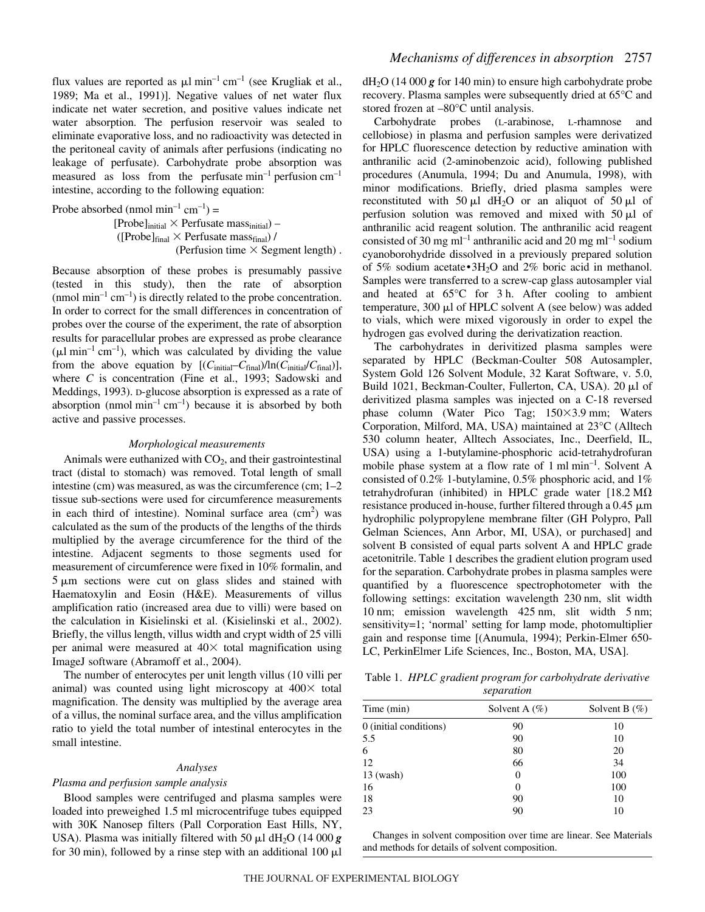flux values are reported as µl min$^{-1}$ cm$^{-1}$ (see Krugliak et al., 1989; Ma et al., 1991)]. Negative values of net water flux indicate net water secretion, and positive values indicate net water absorption. The perfusion reservoir was sealed to eliminate evaporative loss, and no radioactivity was detected in the peritoneal cavity of animals after perfusions (indicating no leakage of perfusate). Carbohydrate probe absorption was measured as loss from the perfusate min$^{-1}$ perfusion cm$^{-1}$ intestine, according to the following equation:

$$\text{Probe absorbed (nmol min}^{-1}\text{ cm}^{-1}) = [\text{Probe}]_{\text{initial}} \times \text{Perfusate mass}_{\text{initial}}) - ([\text{Probe}]_{\text{final}} \times \text{Perfusate mass}_{\text{final}}) / (\text{Perfusion time} \times \text{Segment length})\,.$$

Because absorption of these probes is presumably passive (tested in this study), then the rate of absorption (nmol min$^{-1}$ cm$^{-1}$) is directly related to the probe concentration. In order to correct for the small differences in concentration of probes over the course of the experiment, the rate of absorption results for paracellular probes are expressed as probe clearance (µl min$^{-1}$ cm$^{-1}$), which was calculated by dividing the value from the above equation by $[(C_{\text{initial}}-C_{\text{final}})/\ln(C_{\text{initial}}/C_{\text{final}})]$, where $C$ is concentration (Fine et al., 1993; Sadowski and Meddings, 1993). D-glucose absorption is expressed as a rate of absorption (nmol min$^{-1}$ cm$^{-1}$) because it is absorbed by both active and passive processes.

### *Morphological measurements*

Animals were euthanized with $CO_2$, and their gastrointestinal tract (distal to stomach) was removed. Total length of small intestine (cm) was measured, as was the circumference (cm; 1–2 tissue sub-sections were used for circumference measurements in each third of intestine). Nominal surface area (cm$^2$) was calculated as the sum of the products of the lengths of the thirds multiplied by the average circumference for the third of the intestine. Adjacent segments to those segments used for measurement of circumference were fixed in 10% formalin, and 5 µm sections were cut on glass slides and stained with Haematoxylin and Eosin (H&E). Measurements of villus amplification ratio (increased area due to villi) were based on the calculation in Kisielinski et al. (Kisielinski et al., 2002). Briefly, the villus length, villus width and crypt width of 25 villi per animal were measured at 40× total magnification using ImageJ software (Abramoff et al., 2004).

The number of enterocytes per unit length villus (10 villi per animal) was counted using light microscopy at 400× total magnification. The density was multiplied by the average area of a villus, the nominal surface area, and the villus amplification ratio to yield the total number of intestinal enterocytes in the small intestine.

### *Analyses*

#### *Plasma and perfusion sample analysis*

Blood samples were centrifuged and plasma samples were loaded into preweighed 1.5 ml microcentrifuge tubes equipped with 30K Nanosep filters (Pall Corporation East Hills, NY, USA). Plasma was initially filtered with 50 µl d$H_2O$ (14 000 ***g*** for 30 min), followed by a rinse step with an additional 100 µl d$H_2O$ (14 000 ***g*** for 140 min) to ensure high carbohydrate probe recovery. Plasma samples were subsequently dried at 65°C and stored frozen at –80°C until analysis.

Carbohydrate probes (L-arabinose, L-rhamnose and cellobiose) in plasma and perfusion samples were derivatized for HPLC fluorescence detection by reductive amination with anthranilic acid (2-aminobenzoic acid), following published procedures (Anumula, 1994; Du and Anumula, 1998), with minor modifications. Briefly, dried plasma samples were reconstituted with 50 µl d$H_2O$ or an aliquot of 50 µl of perfusion solution was removed and mixed with 50 µl of anthranilic acid reagent solution. The anthranilic acid reagent consisted of 30 mg ml$^{-1}$ anthranilic acid and 20 mg ml$^{-1}$ sodium cyanoborohydride dissolved in a previously prepared solution of 5% sodium acetate•3$H_2O$ and 2% boric acid in methanol. Samples were transferred to a screw-cap glass autosampler vial and heated at 65°C for 3 h. After cooling to ambient temperature, 300 µl of HPLC solvent A (see below) was added to vials, which were mixed vigorously in order to expel the hydrogen gas evolved during the derivatization reaction.

The carbohydrates in derivitized plasma samples were separated by HPLC (Beckman-Coulter 508 Autosampler, System Gold 126 Solvent Module, 32 Karat Software, v. 5.0, Build 1021, Beckman-Coulter, Fullerton, CA, USA). 20 µl of derivitized plasma samples was injected on a C-18 reversed phase column (Water Pico Tag; 150×3.9 mm; Waters Corporation, Milford, MA, USA) maintained at 23°C (Alltech 530 column heater, Alltech Associates, Inc., Deerfield, IL, USA) using a 1-butylamine-phosphoric acid-tetrahydrofuran mobile phase system at a flow rate of 1 ml min$^{-1}$. Solvent A consisted of 0.2% 1-butylamine, 0.5% phosphoric acid, and 1% tetrahydrofuran (inhibited) in HPLC grade water [18.2 MΩ resistance produced in-house, further filtered through a 0.45 µm hydrophilic polypropylene membrane filter (GH Polypro, Pall Gelman Sciences, Ann Arbor, MI, USA), or purchased] and solvent B consisted of equal parts solvent A and HPLC grade acetonitrile. Table 1 describes the gradient elution program used for the separation. Carbohydrate probes in plasma samples were quantified by a fluorescence spectrophotometer with the following settings: excitation wavelength 230 nm, slit width 10 nm; emission wavelength 425 nm, slit width 5 nm; sensitivity=1; 'normal' setting for lamp mode, photomultiplier gain and response time [(Anumula, 1994); Perkin-Elmer 650-LC, PerkinElmer Life Sciences, Inc., Boston, MA, USA].

Table 1. *HPLC gradient program for carbohydrate derivative separation*

| Time (min) | Solvent A (%) | Solvent B (%) |
|---|---|---|
| 0 (initial conditions) | 90 | 10 |
| 5.5 | 90 | 10 |
| 6 | 80 | 20 |
| 12 | 66 | 34 |
| 13 (wash) | 0 | 100 |
| 16 | 0 | 100 |
| 18 | 90 | 10 |
| 23 | 90 | 10 |

Changes in solvent composition over time are linear. See Materials and methods for details of solvent composition.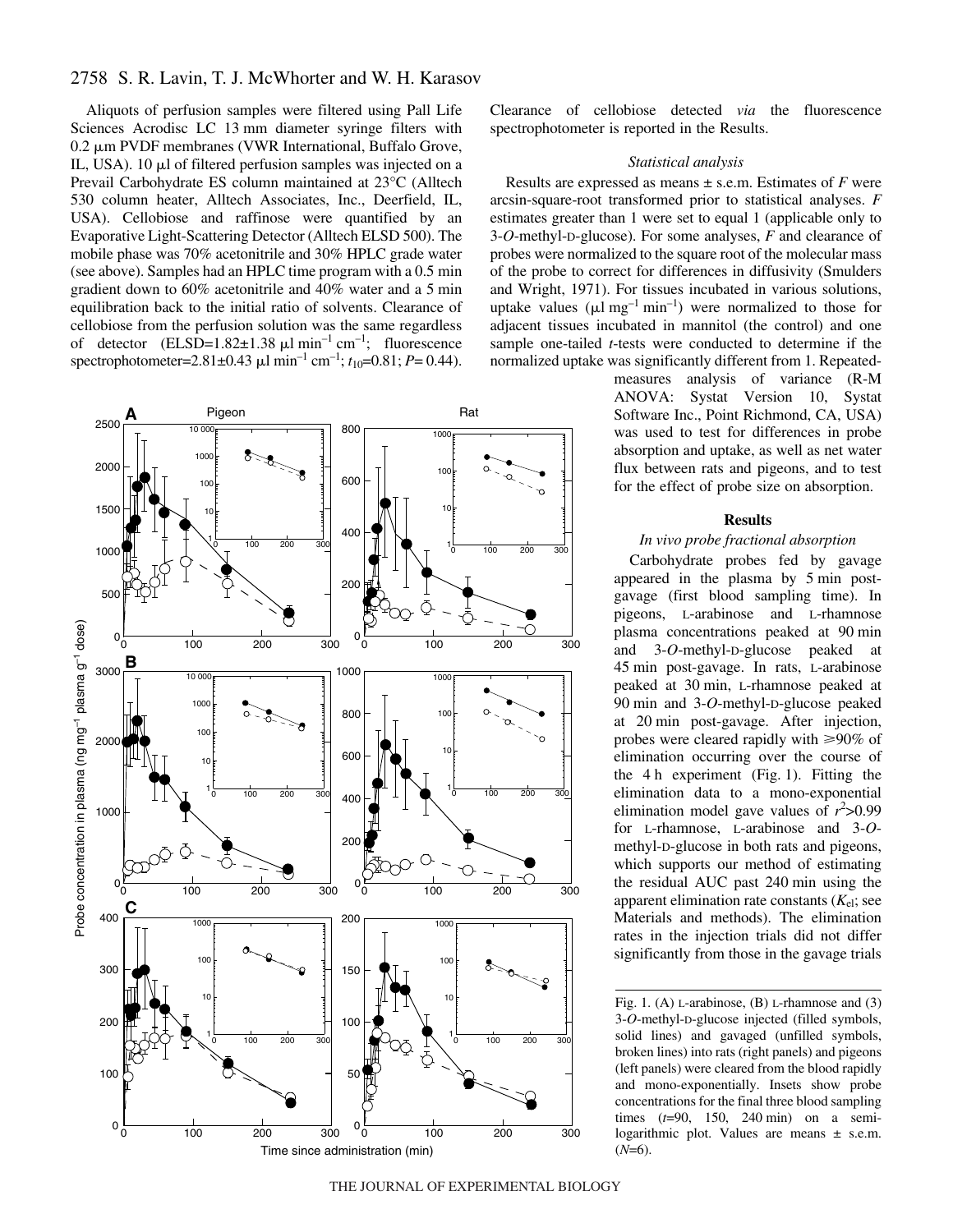Aliquots of perfusion samples were filtered using Pall Life Sciences Acrodisc LC 13 mm diameter syringe filters with 0.2 μm PVDF membranes (VWR International, Buffalo Grove, IL, USA). 10 μl of filtered perfusion samples was injected on a Prevail Carbohydrate ES column maintained at 23°C (Alltech 530 column heater, Alltech Associates, Inc., Deerfield, IL, USA). Cellobiose and raffinose were quantified by an Evaporative Light-Scattering Detector (Alltech ELSD 500). The mobile phase was 70% acetonitrile and 30% HPLC grade water (see above). Samples had an HPLC time program with a 0.5 min gradient down to 60% acetonitrile and 40% water and a 5 min equilibration back to the initial ratio of solvents. Clearance of cellobiose from the perfusion solution was the same regardless of detector (ELSD=1.82±1.38 μl $min^{-1}$ $cm^{-1}$; fluorescence spectrophotometer=2.81±0.43 μl $min^{-1}$ $cm^{-1}$; $t_{10}$=0.81; $P$= 0.44). Clearance of cellobiose detected *via* the fluorescence spectrophotometer is reported in the Results.

### *Statistical analysis*

Results are expressed as means ± s.e.m. Estimates of $F$ were arcsin-square-root transformed prior to statistical analyses. $F$ estimates greater than 1 were set to equal 1 (applicable only to 3-*O*-methyl-D-glucose). For some analyses, $F$ and clearance of probes were normalized to the square root of the molecular mass of the probe to correct for differences in diffusivity (Smulders and Wright, 1971). For tissues incubated in various solutions, uptake values (μl $mg^{-1}$ $min^{-1}$) were normalized to those for adjacent tissues incubated in mannitol (the control) and one sample one-tailed $t$-tests were conducted to determine if the normalized uptake was significantly different from 1. Repeated-measures analysis of variance (R-M ANOVA: Systat Version 10, Systat Software Inc., Point Richmond, CA, USA) was used to test for differences in probe absorption and uptake, as well as net water flux between rats and pigeons, and to test for the effect of probe size on absorption.

## Results

### *In vivo probe fractional absorption*

Carbohydrate probes fed by gavage appeared in the plasma by 5 min post-gavage (first blood sampling time). In pigeons, L-arabinose and L-rhamnose plasma concentrations peaked at 90 min and 3-*O*-methyl-D-glucose peaked at 45 min post-gavage. In rats, L-arabinose peaked at 30 min, L-rhamnose peaked at 90 min and 3-*O*-methyl-D-glucose peaked at 20 min post-gavage. After injection, probes were cleared rapidly with ⩾90% of elimination occurring over the course of the 4 h experiment (Fig. 1). Fitting the elimination data to a mono-exponential elimination model gave values of $r^2$>0.99 for L-rhamnose, L-arabinose and 3-*O*-methyl-D-glucose in both rats and pigeons, which supports our method of estimating the residual AUC past 240 min using the apparent elimination rate constants ($K_{el}$; see Materials and methods). The elimination rates in the injection trials did not differ significantly from those in the gavage trials

Fig. 1. (A) L-arabinose, (B) L-rhamnose and (3) 3-*O*-methyl-D-glucose injected (filled symbols, solid lines) and gavaged (unfilled symbols, broken lines) into rats (right panels) and pigeons (left panels) were cleared from the blood rapidly and mono-exponentially. Insets show probe concentrations for the final three blood sampling times ($t$=90, 150, 240 min) on a semi-logarithmic plot. Values are means ± s.e.m. ($N$=6).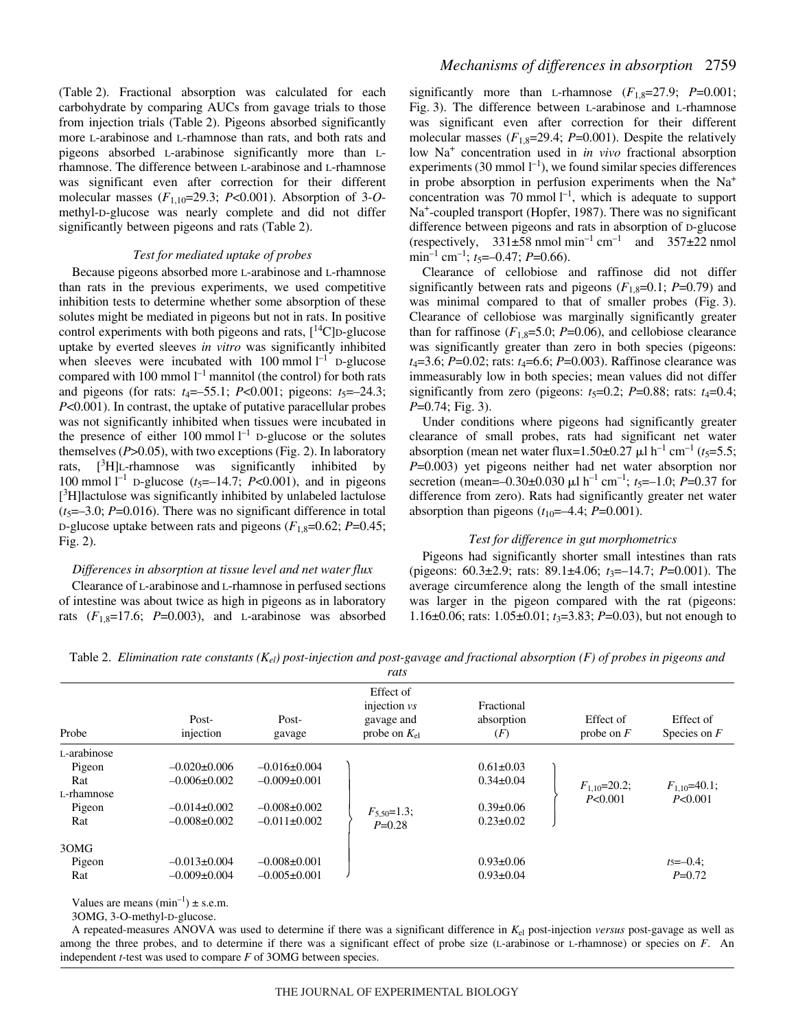(Table 2). Fractional absorption was calculated for each carbohydrate by comparing AUCs from gavage trials to those from injection trials (Table 2). Pigeons absorbed significantly more L-arabinose and L-rhamnose than rats, and both rats and pigeons absorbed L-arabinose significantly more than L-rhamnose. The difference between L-arabinose and L-rhamnose was significant even after correction for their different molecular masses ($F_{1,10}$=29.3; $P$<0.001). Absorption of 3-*O*-methyl-D-glucose was nearly complete and did not differ significantly between pigeons and rats (Table 2).

### *Test for mediated uptake of probes*

Because pigeons absorbed more L-arabinose and L-rhamnose than rats in the previous experiments, we used competitive inhibition tests to determine whether some absorption of these solutes might be mediated in pigeons but not in rats. In positive control experiments with both pigeons and rats, [$^{14}$C]D-glucose uptake by everted sleeves *in vitro* was significantly inhibited when sleeves were incubated with 100 mmol $l^{-1}$ D-glucose compared with 100 mmol $l^{-1}$ mannitol (the control) for both rats and pigeons (for rats: $t_4$=–55.1; $P$<0.001; pigeons: $t_5$=–24.3; $P$<0.001). In contrast, the uptake of putative paracellular probes was not significantly inhibited when tissues were incubated in the presence of either 100 mmol $l^{-1}$ D-glucose or the solutes themselves ($P$>0.05), with two exceptions (Fig. 2). In laboratory rats, [$^{3}$H]L-rhamnose was significantly inhibited by 100 mmol $l^{-1}$ D-glucose ($t_5$=–14.7; $P$<0.001), and in pigeons [$^{3}$H]lactulose was significantly inhibited by unlabeled lactulose ($t_5$=–3.0; $P$=0.016). There was no significant difference in total D-glucose uptake between rats and pigeons ($F_{1,8}$=0.62; $P$=0.45; Fig. 2).

### *Differences in absorption at tissue level and net water flux*

Clearance of L-arabinose and L-rhamnose in perfused sections of intestine was about twice as high in pigeons as in laboratory rats ($F_{1,8}$=17.6; $P$=0.003), and L-arabinose was absorbed significantly more than L-rhamnose ($F_{1,8}$=27.9; $P$=0.001; Fig. 3). The difference between L-arabinose and L-rhamnose was significant even after correction for their different molecular masses ($F_{1,8}$=29.4; $P$=0.001). Despite the relatively low $Na^{+}$ concentration used in *in vivo* fractional absorption experiments (30 mmol $l^{-1}$), we found similar species differences in probe absorption in perfusion experiments when the $Na^{+}$ concentration was 70 mmol $l^{-1}$, which is adequate to support $Na^{+}$-coupled transport (Hopfer, 1987). There was no significant difference between pigeons and rats in absorption of D-glucose (respectively, 331±58 nmol $min^{-1}$ $cm^{-1}$ and 357±22 nmol $min^{-1}$ $cm^{-1}$; $t_5$=–0.47; $P$=0.66).

Clearance of cellobiose and raffinose did not differ significantly between rats and pigeons ($F_{1,8}$=0.1; $P$=0.79) and was minimal compared to that of smaller probes (Fig. 3). Clearance of cellobiose was marginally significantly greater than for raffinose ($F_{1,8}$=5.0; $P$=0.06), and cellobiose clearance was significantly greater than zero in both species (pigeons: $t_4$=3.6; $P$=0.02; rats: $t_4$=6.6; $P$=0.003). Raffinose clearance was immeasurably low in both species; mean values did not differ significantly from zero (pigeons: $t_5$=0.2; $P$=0.88; rats: $t_4$=0.4; $P$=0.74; Fig. 3).

Under conditions where pigeons had significantly greater clearance of small probes, rats had significant net water absorption (mean net water flux=1.50±0.27 μl $h^{-1}$ $cm^{-1}$ ($t_5$=5.5; $P$=0.003) yet pigeons neither had net water absorption nor secretion (mean=–0.30±0.030 μl $h^{-1}$ $cm^{-1}$; $t_5$=–1.0; $P$=0.37 for difference from zero). Rats had significantly greater net water absorption than pigeons ($t_{10}$=–4.4; $P$=0.001).

### *Test for difference in gut morphometrics*

Pigeons had significantly shorter small intestines than rats (pigeons: 60.3±2.9; rats: 89.1±4.06; $t_3$=–14.7; $P$=0.001). The average circumference along the length of the small intestine was larger in the pigeon compared with the rat (pigeons: 1.16±0.06; rats: 1.05±0.01; $t_3$=3.83; $P$=0.03), but not enough to

Table 2. *Elimination rate constants ($K_{el}$) post-injection and post-gavage and fractional absorption (F) of probes in pigeons and rats*

| Probe | Post-injection | Post-gavage | Effect of injection *vs* gavage and probe on $K_{el}$ | Fractional absorption ($F$) | Effect of probe on $F$ | Effect of Species on $F$ |
|---|---|---|---|---|---|---|
| L-arabinose | | | | | | |
| Pigeon | –0.020±0.006 | –0.016±0.004 | $F_{5,50}$=1.3; $P$=0.28 | 0.61±0.03 | $F_{1,10}$=20.2; $P$<0.001 | $F_{1,10}$=40.1; $P$<0.001 |
| Rat | –0.006±0.002 | –0.009±0.001 | | 0.34±0.04 | | |
| L-rhamnose | | | | | | |
| Pigeon | –0.014±0.002 | –0.008±0.002 | | 0.39±0.06 | | |
| Rat | –0.008±0.002 | –0.011±0.002 | | 0.23±0.02 | | |
| 3OMG | | | | | | |
| Pigeon | –0.013±0.004 | –0.008±0.001 | | 0.93±0.06 | | $t_5$=–0.4; $P$=0.72 |
| Rat | –0.009±0.004 | –0.005±0.001 | | 0.93±0.04 | | |

Values are means ($min^{-1}$) ± s.e.m.

3OMG, 3-O-methyl-D-glucose.

A repeated-measures ANOVA was used to determine if there was a significant difference in $K_{el}$ post-injection *versus* post-gavage as well as among the three probes, and to determine if there was a significant effect of probe size (L-arabinose or L-rhamnose) or species on $F$. An independent $t$-test was used to compare $F$ of 3OMG between species.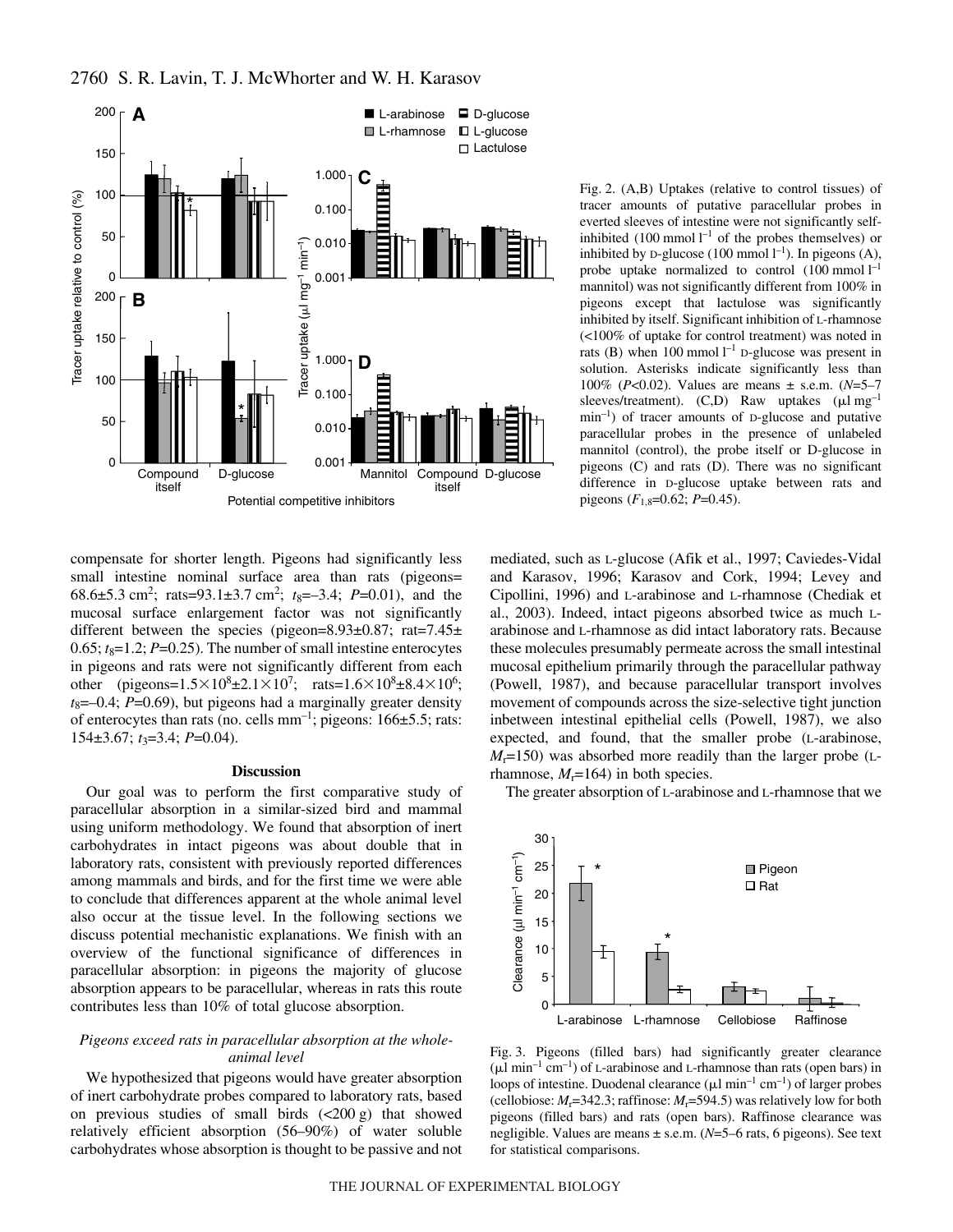Fig. 2. (A,B) Uptakes (relative to control tissues) of tracer amounts of putative paracellular probes in everted sleeves of intestine were not significantly self-inhibited (100 mmol $l^{-1}$ of the probes themselves) or inhibited by D-glucose (100 mmol $l^{-1}$). In pigeons (A), probe uptake normalized to control (100 mmol $l^{-1}$ mannitol) was not significantly different from 100% in pigeons except that lactulose was significantly inhibited by itself. Significant inhibition of L-rhamnose (<100% of uptake for control treatment) was noted in rats (B) when 100 mmol $l^{-1}$ D-glucose was present in solution. Asterisks indicate significantly less than 100% ($P<0.02$). Values are means ± s.e.m. ($N$=5–7 sleeves/treatment). (C,D) Raw uptakes (μl $mg^{-1}$ $min^{-1}$) of tracer amounts of D-glucose and putative paracellular probes in the presence of unlabeled mannitol (control), the probe itself or D-glucose in pigeons (C) and rats (D). There was no significant difference in D-glucose uptake between rats and pigeons ($F_{1,8}$=0.62; $P$=0.45).

compensate for shorter length. Pigeons had significantly less small intestine nominal surface area than rats (pigeons= 68.6±5.3 $cm^2$; rats=93.1±3.7 $cm^2$; $t_8$=–3.4; $P$=0.01), and the mucosal surface enlargement factor was not significantly different between the species (pigeon=8.93±0.87; rat=7.45± 0.65; $t_8$=1.2; $P$=0.25). The number of small intestine enterocytes in pigeons and rats were not significantly different from each other (pigeons=$1.5\times10^8$±$2.1\times10^7$; rats=$1.6\times10^8$±$8.4\times10^6$; $t_8$=–0.4; $P$=0.69), but pigeons had a marginally greater density of enterocytes than rats (no. cells $mm^{-1}$; pigeons: 166±5.5; rats: 154±3.67; $t_3$=3.4; $P$=0.04).

## Discussion

Our goal was to perform the first comparative study of paracellular absorption in a similar-sized bird and mammal using uniform methodology. We found that absorption of inert carbohydrates in intact pigeons was about double that in laboratory rats, consistent with previously reported differences among mammals and birds, and for the first time we were able to conclude that differences apparent at the whole animal level also occur at the tissue level. In the following sections we discuss potential mechanistic explanations. We finish with an overview of the functional significance of differences in paracellular absorption: in pigeons the majority of glucose absorption appears to be paracellular, whereas in rats this route contributes less than 10% of total glucose absorption.

### *Pigeons exceed rats in paracellular absorption at the whole-animal level*

We hypothesized that pigeons would have greater absorption of inert carbohydrate probes compared to laboratory rats, based on previous studies of small birds (<200 g) that showed relatively efficient absorption (56–90%) of water soluble carbohydrates whose absorption is thought to be passive and not mediated, such as L-glucose (Afik et al., 1997; Caviedes-Vidal and Karasov, 1996; Karasov and Cork, 1994; Levey and Cipollini, 1996) and L-arabinose and L-rhamnose (Chediak et al., 2003). Indeed, intact pigeons absorbed twice as much L-arabinose and L-rhamnose as did intact laboratory rats. Because these molecules presumably permeate across the small intestinal mucosal epithelium primarily through the paracellular pathway (Powell, 1987), and because paracellular transport involves movement of compounds across the size-selective tight junction inbetween intestinal epithelial cells (Powell, 1987), we also expected, and found, that the smaller probe (L-arabinose, $M_r$=150) was absorbed more readily than the larger probe (L-rhamnose, $M_r$=164) in both species.

The greater absorption of L-arabinose and L-rhamnose that we

Fig. 3. Pigeons (filled bars) had significantly greater clearance (μl $min^{-1}$ $cm^{-1}$) of L-arabinose and L-rhamnose than rats (open bars) in loops of intestine. Duodenal clearance (μl $min^{-1}$ $cm^{-1}$) of larger probes (cellobiose: $M_r$=342.3; raffinose: $M_r$=594.5) was relatively low for both pigeons (filled bars) and rats (open bars). Raffinose clearance was negligible. Values are means ± s.e.m. ($N$=5–6 rats, 6 pigeons). See text for statistical comparisons.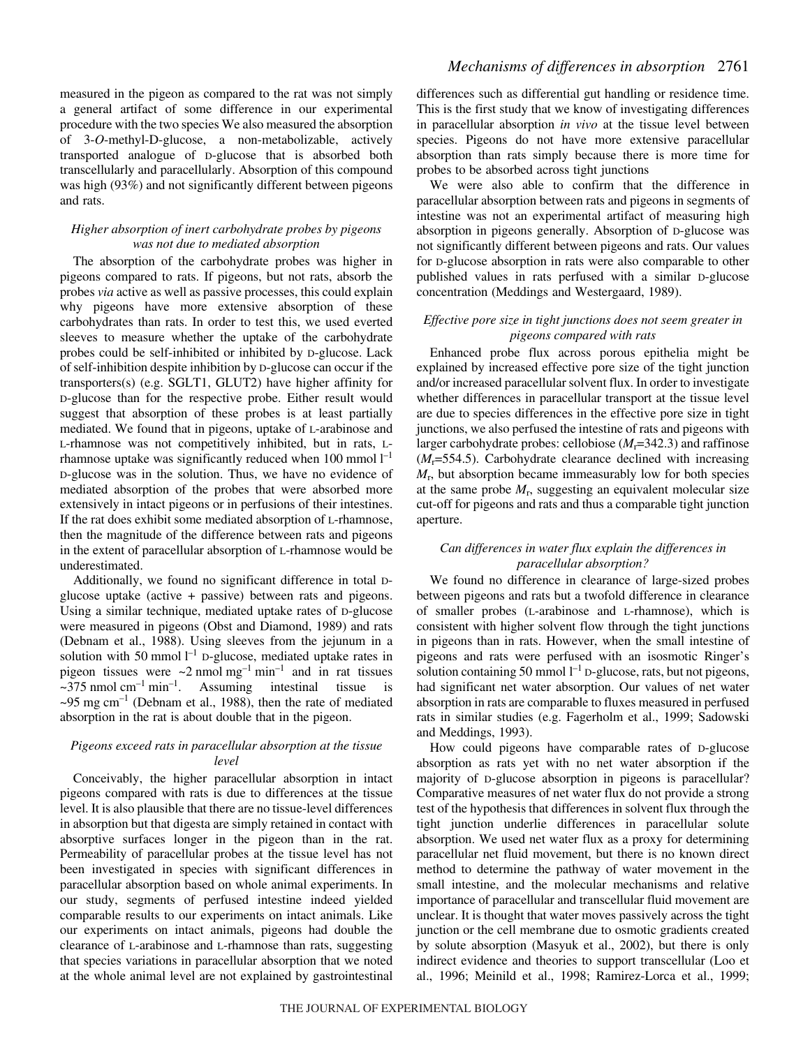measured in the pigeon as compared to the rat was not simply a general artifact of some difference in our experimental procedure with the two species We also measured the absorption of 3-*O*-methyl-D-glucose, a non-metabolizable, actively transported analogue of D-glucose that is absorbed both transcellularly and paracellularly. Absorption of this compound was high (93%) and not significantly different between pigeons and rats.

### *Higher absorption of inert carbohydrate probes by pigeons was not due to mediated absorption*

The absorption of the carbohydrate probes was higher in pigeons compared to rats. If pigeons, but not rats, absorb the probes *via* active as well as passive processes, this could explain why pigeons have more extensive absorption of these carbohydrates than rats. In order to test this, we used everted sleeves to measure whether the uptake of the carbohydrate probes could be self-inhibited or inhibited by D-glucose. Lack of self-inhibition despite inhibition by D-glucose can occur if the transporters(s) (e.g. SGLT1, GLUT2) have higher affinity for D-glucose than for the respective probe. Either result would suggest that absorption of these probes is at least partially mediated. We found that in pigeons, uptake of L-arabinose and L-rhamnose was not competitively inhibited, but in rats, L-rhamnose uptake was significantly reduced when 100 mmol $l^{-1}$ D-glucose was in the solution. Thus, we have no evidence of mediated absorption of the probes that were absorbed more extensively in intact pigeons or in perfusions of their intestines. If the rat does exhibit some mediated absorption of L-rhamnose, then the magnitude of the difference between rats and pigeons in the extent of paracellular absorption of L-rhamnose would be underestimated.

Additionally, we found no significant difference in total D-glucose uptake (active + passive) between rats and pigeons. Using a similar technique, mediated uptake rates of D-glucose were measured in pigeons (Obst and Diamond, 1989) and rats (Debnam et al., 1988). Using sleeves from the jejunum in a solution with 50 mmol $l^{-1}$ D-glucose, mediated uptake rates in pigeon tissues were ~2 nmol $mg^{-1}$ $min^{-1}$ and in rat tissues ~375 nmol $cm^{-1}$ $min^{-1}$. Assuming intestinal tissue is ~95 mg $cm^{-1}$ (Debnam et al., 1988), then the rate of mediated absorption in the rat is about double that in the pigeon.

### *Pigeons exceed rats in paracellular absorption at the tissue level*

Conceivably, the higher paracellular absorption in intact pigeons compared with rats is due to differences at the tissue level. It is also plausible that there are no tissue-level differences in absorption but that digesta are simply retained in contact with absorptive surfaces longer in the pigeon than in the rat. Permeability of paracellular probes at the tissue level has not been investigated in species with significant differences in paracellular absorption based on whole animal experiments. In our study, segments of perfused intestine indeed yielded comparable results to our experiments on intact animals. Like our experiments on intact animals, pigeons had double the clearance of L-arabinose and L-rhamnose than rats, suggesting that species variations in paracellular absorption that we noted at the whole animal level are not explained by gastrointestinal differences such as differential gut handling or residence time. This is the first study that we know of investigating differences in paracellular absorption *in vivo* at the tissue level between species. Pigeons do not have more extensive paracellular absorption than rats simply because there is more time for probes to be absorbed across tight junctions

We were also able to confirm that the difference in paracellular absorption between rats and pigeons in segments of intestine was not an experimental artifact of measuring high absorption in pigeons generally. Absorption of D-glucose was not significantly different between pigeons and rats. Our values for D-glucose absorption in rats were also comparable to other published values in rats perfused with a similar D-glucose concentration (Meddings and Westergaard, 1989).

### *Effective pore size in tight junctions does not seem greater in pigeons compared with rats*

Enhanced probe flux across porous epithelia might be explained by increased effective pore size of the tight junction and/or increased paracellular solvent flux. In order to investigate whether differences in paracellular transport at the tissue level are due to species differences in the effective pore size in tight junctions, we also perfused the intestine of rats and pigeons with larger carbohydrate probes: cellobiose ($M_r$=342.3) and raffinose ($M_r$=554.5). Carbohydrate clearance declined with increasing $M_r$, but absorption became immeasurably low for both species at the same probe $M_r$, suggesting an equivalent molecular size cut-off for pigeons and rats and thus a comparable tight junction aperture.

### *Can differences in water flux explain the differences in paracellular absorption?*

We found no difference in clearance of large-sized probes between pigeons and rats but a twofold difference in clearance of smaller probes (L-arabinose and L-rhamnose), which is consistent with higher solvent flow through the tight junctions in pigeons than in rats. However, when the small intestine of pigeons and rats were perfused with an isosmotic Ringer's solution containing 50 mmol $l^{-1}$ D-glucose, rats, but not pigeons, had significant net water absorption. Our values of net water absorption in rats are comparable to fluxes measured in perfused rats in similar studies (e.g. Fagerholm et al., 1999; Sadowski and Meddings, 1993).

How could pigeons have comparable rates of D-glucose absorption as rats yet with no net water absorption if the majority of D-glucose absorption in pigeons is paracellular? Comparative measures of net water flux do not provide a strong test of the hypothesis that differences in solvent flux through the tight junction underlie differences in paracellular solute absorption. We used net water flux as a proxy for determining paracellular net fluid movement, but there is no known direct method to determine the pathway of water movement in the small intestine, and the molecular mechanisms and relative importance of paracellular and transcellular fluid movement are unclear. It is thought that water moves passively across the tight junction or the cell membrane due to osmotic gradients created by solute absorption (Masyuk et al., 2002), but there is only indirect evidence and theories to support transcellular (Loo et al., 1996; Meinild et al., 1998; Ramirez-Lorca et al., 1999;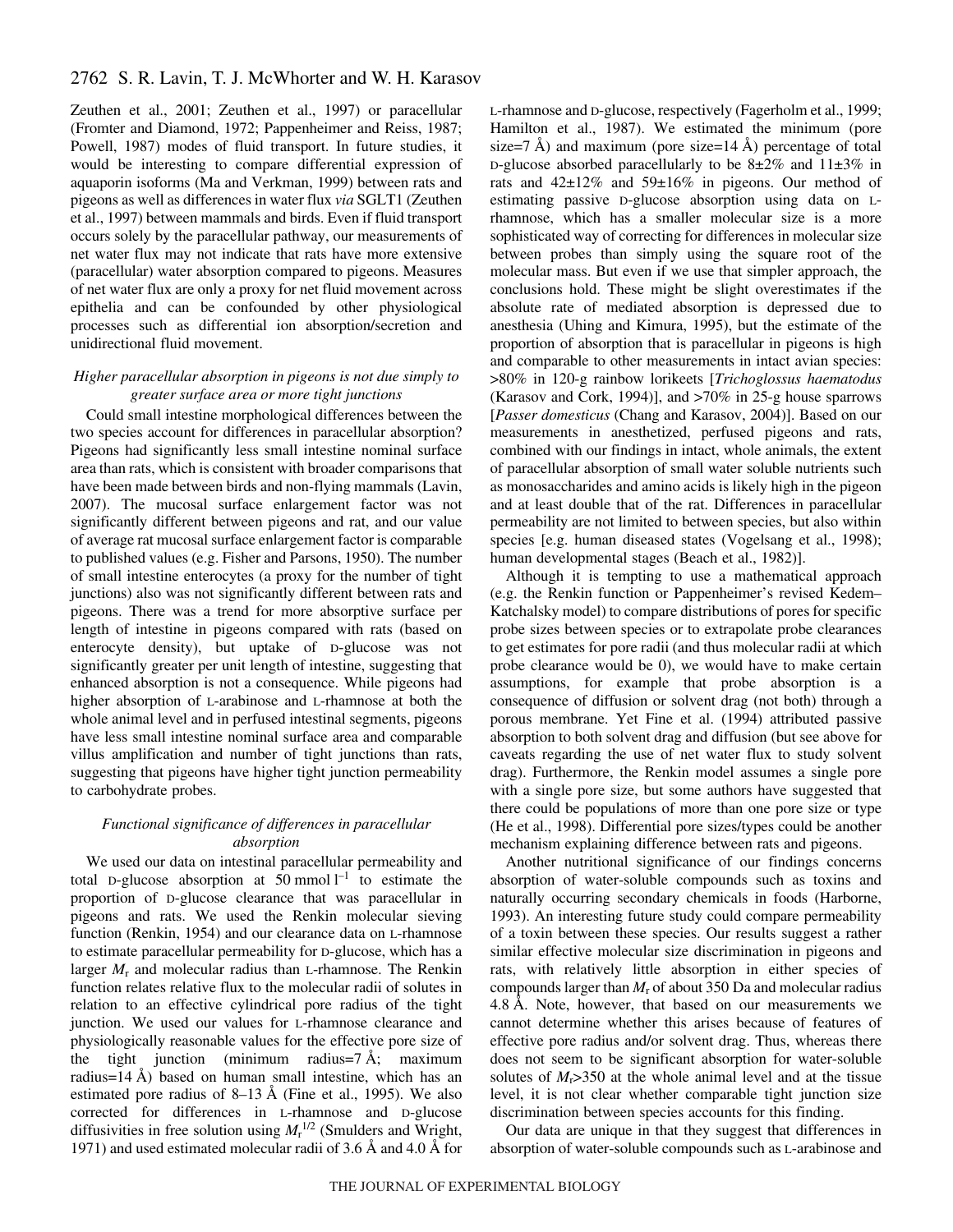Zeuthen et al., 2001; Zeuthen et al., 1997) or paracellular (Fromter and Diamond, 1972; Pappenheimer and Reiss, 1987; Powell, 1987) modes of fluid transport. In future studies, it would be interesting to compare differential expression of aquaporin isoforms (Ma and Verkman, 1999) between rats and pigeons as well as differences in water flux *via* SGLT1 (Zeuthen et al., 1997) between mammals and birds. Even if fluid transport occurs solely by the paracellular pathway, our measurements of net water flux may not indicate that rats have more extensive (paracellular) water absorption compared to pigeons. Measures of net water flux are only a proxy for net fluid movement across epithelia and can be confounded by other physiological processes such as differential ion absorption/secretion and unidirectional fluid movement.

### *Higher paracellular absorption in pigeons is not due simply to greater surface area or more tight junctions*

Could small intestine morphological differences between the two species account for differences in paracellular absorption? Pigeons had significantly less small intestine nominal surface area than rats, which is consistent with broader comparisons that have been made between birds and non-flying mammals (Lavin, 2007). The mucosal surface enlargement factor was not significantly different between pigeons and rat, and our value of average rat mucosal surface enlargement factor is comparable to published values (e.g. Fisher and Parsons, 1950). The number of small intestine enterocytes (a proxy for the number of tight junctions) also was not significantly different between rats and pigeons. There was a trend for more absorptive surface per length of intestine in pigeons compared with rats (based on enterocyte density), but uptake of D-glucose was not significantly greater per unit length of intestine, suggesting that enhanced absorption is not a consequence. While pigeons had higher absorption of L-arabinose and L-rhamnose at both the whole animal level and in perfused intestinal segments, pigeons have less small intestine nominal surface area and comparable villus amplification and number of tight junctions than rats, suggesting that pigeons have higher tight junction permeability to carbohydrate probes.

### *Functional significance of differences in paracellular absorption*

We used our data on intestinal paracellular permeability and total D-glucose absorption at 50 mmol $l^{-1}$ to estimate the proportion of D-glucose clearance that was paracellular in pigeons and rats. We used the Renkin molecular sieving function (Renkin, 1954) and our clearance data on L-rhamnose to estimate paracellular permeability for D-glucose, which has a larger $M_r$ and molecular radius than L-rhamnose. The Renkin function relates relative flux to the molecular radii of solutes in relation to an effective cylindrical pore radius of the tight junction. We used our values for L-rhamnose clearance and physiologically reasonable values for the effective pore size of the tight junction (minimum radius=7 Å; maximum radius=14 Å) based on human small intestine, which has an estimated pore radius of 8–13 Å (Fine et al., 1995). We also corrected for differences in L-rhamnose and D-glucose diffusivities in free solution using $M_r^{1/2}$ (Smulders and Wright, 1971) and used estimated molecular radii of 3.6 Å and 4.0 Å for L-rhamnose and D-glucose, respectively (Fagerholm et al., 1999; Hamilton et al., 1987). We estimated the minimum (pore size=7 Å) and maximum (pore size=14 Å) percentage of total D-glucose absorbed paracellularly to be 8±2% and 11±3% in rats and 42±12% and 59±16% in pigeons. Our method of estimating passive D-glucose absorption using data on L-rhamnose, which has a smaller molecular size is a more sophisticated way of correcting for differences in molecular size between probes than simply using the square root of the molecular mass. But even if we use that simpler approach, the conclusions hold. These might be slight overestimates if the absolute rate of mediated absorption is depressed due to anesthesia (Uhing and Kimura, 1995), but the estimate of the proportion of absorption that is paracellular in pigeons is high and comparable to other measurements in intact avian species: >80% in 120-g rainbow lorikeets [*Trichoglossus haematodus* (Karasov and Cork, 1994)], and >70% in 25-g house sparrows [*Passer domesticus* (Chang and Karasov, 2004)]. Based on our measurements in anesthetized, perfused pigeons and rats, combined with our findings in intact, whole animals, the extent of paracellular absorption of small water soluble nutrients such as monosaccharides and amino acids is likely high in the pigeon and at least double that of the rat. Differences in paracellular permeability are not limited to between species, but also within species [e.g. human diseased states (Vogelsang et al., 1998); human developmental stages (Beach et al., 1982)].

Although it is tempting to use a mathematical approach (e.g. the Renkin function or Pappenheimer's revised Kedem–Katchalsky model) to compare distributions of pores for specific probe sizes between species or to extrapolate probe clearances to get estimates for pore radii (and thus molecular radii at which probe clearance would be 0), we would have to make certain assumptions, for example that probe absorption is a consequence of diffusion or solvent drag (not both) through a porous membrane. Yet Fine et al. (1994) attributed passive absorption to both solvent drag and diffusion (but see above for caveats regarding the use of net water flux to study solvent drag). Furthermore, the Renkin model assumes a single pore with a single pore size, but some authors have suggested that there could be populations of more than one pore size or type (He et al., 1998). Differential pore sizes/types could be another mechanism explaining difference between rats and pigeons.

Another nutritional significance of our findings concerns absorption of water-soluble compounds such as toxins and naturally occurring secondary chemicals in foods (Harborne, 1993). An interesting future study could compare permeability of a toxin between these species. Our results suggest a rather similar effective molecular size discrimination in pigeons and rats, with relatively little absorption in either species of compounds larger than $M_r$ of about 350 Da and molecular radius 4.8 Å. Note, however, that based on our measurements we cannot determine whether this arises because of features of effective pore radius and/or solvent drag. Thus, whereas there does not seem to be significant absorption for water-soluble solutes of $M_r$>350 at the whole animal level and at the tissue level, it is not clear whether comparable tight junction size discrimination between species accounts for this finding.

Our data are unique in that they suggest that differences in absorption of water-soluble compounds such as L-arabinose and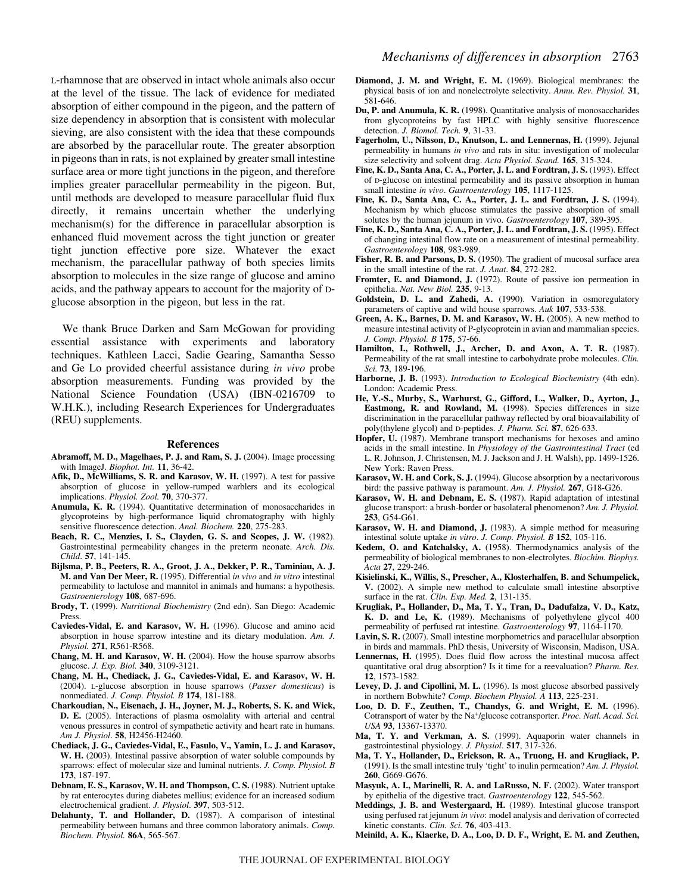L-rhamnose that are observed in intact whole animals also occur at the level of the tissue. The lack of evidence for mediated absorption of either compound in the pigeon, and the pattern of size dependency in absorption that is consistent with molecular sieving, are also consistent with the idea that these compounds are absorbed by the paracellular route. The greater absorption in pigeons than in rats, is not explained by greater small intestine surface area or more tight junctions in the pigeon, and therefore implies greater paracellular permeability in the pigeon. But, until methods are developed to measure paracellular fluid flux directly, it remains uncertain whether the underlying mechanism(s) for the difference in paracellular absorption is enhanced fluid movement across the tight junction or greater tight junction effective pore size. Whatever the exact mechanism, the paracellular pathway of both species limits absorption to molecules in the size range of glucose and amino acids, and the pathway appears to account for the majority of D-glucose absorption in the pigeon, but less in the rat.

We thank Bruce Darken and Sam McGowan for providing essential assistance with experiments and laboratory techniques. Kathleen Lacci, Sadie Gearing, Samantha Sesso and Ge Lo provided cheerful assistance during *in vivo* probe absorption measurements. Funding was provided by the National Science Foundation (USA) (IBN-0216709 to W.H.K.), including Research Experiences for Undergraduates (REU) supplements.

## References

**Abramoff, M. D., Magelhaes, P. J. and Ram, S. J.** (2004). Image processing with ImageJ. *Biophot. Int.* **11**, 36-42.

**Afik, D., McWilliams, S. R. and Karasov, W. H.** (1997). A test for passive absorption of glucose in yellow-rumped warblers and its ecological implications. *Physiol. Zool.* **70**, 370-377.

**Anumula, K. R.** (1994). Quantitative determination of monosaccharides in glycoproteins by high-performance liquid chromatography with highly sensitive fluorescence detection. *Anal. Biochem.* **220**, 275-283.

**Beach, R. C., Menzies, I. S., Clayden, G. S. and Scopes, J. W.** (1982). Gastrointestinal permeability changes in the preterm neonate. *Arch. Dis. Child*. **57**, 141-145.

**Bijlsma, P. B., Peeters, R. A., Groot, J. A., Dekker, P. R., Taminiau, A. J. M. and Van Der Meer, R.** (1995). Differential *in vivo* and *in vitro* intestinal permeability to lactulose and mannitol in animals and humans: a hypothesis. *Gastroenterology* **108**, 687-696.

**Brody, T.** (1999). *Nutritional Biochemistry* (2nd edn). San Diego: Academic Press.

**Caviedes-Vidal, E. and Karasov, W. H.** (1996). Glucose and amino acid absorption in house sparrow intestine and its dietary modulation. *Am. J. Physiol.* **271**, R561-R568.

**Chang, M. H. and Karasov, W. H.** (2004). How the house sparrow absorbs glucose. *J. Exp. Biol.* **340**, 3109-3121.

**Chang, M. H., Chediack, J. G., Caviedes-Vidal, E. and Karasov, W. H.** (2004). L-glucose absorption in house sparrows (*Passer domesticus*) is nonmediated. *J. Comp. Physiol. B* **174**, 181-188.

**Charkoudian, N., Eisenach, J. H., Joyner, M. J., Roberts, S. K. and Wick, D. E.** (2005). Interactions of plasma osmolality with arterial and central venous pressures in control of sympathetic activity and heart rate in humans. *Am J. Physiol*. **58**, H2456-H2460.

**Chediack, J. G., Caviedes-Vidal, E., Fasulo, V., Yamin, L. J. and Karasov, W. H.** (2003). Intestinal passive absorption of water soluble compounds by sparrows: effect of molecular size and luminal nutrients. *J. Comp. Physiol. B* **173**, 187-197.

**Debnam, E. S., Karasov, W. H. and Thompson, C. S.** (1988). Nutrient uptake by rat enterocytes during diabetes mellius; evidence for an increased sodium electrochemical gradient. *J. Physiol*. **397**, 503-512.

**Delahunty, T. and Hollander, D.** (1987). A comparison of intestinal permeability between humans and three common laboratory animals. *Comp. Biochem. Physiol.* **86A**, 565-567.

**Diamond, J. M. and Wright, E. M.** (1969). Biological membranes: the physical basis of ion and nonelectrolyte selectivity. *Annu. Rev. Physiol.* **31**, 581-646.

**Du, P. and Anumula, K. R.** (1998). Quantitative analysis of monosaccharides from glycoproteins by fast HPLC with highly sensitive fluorescence detection. *J. Biomol. Tech.* **9**, 31-33.

**Fagerholm, U., Nilsson, D., Knutson, L. and Lennernas, H.** (1999). Jejunal permeability in humans *in vivo* and rats in situ: investigation of molecular size selectivity and solvent drag. *Acta Physiol. Scand.* **165**, 315-324.

**Fine, K. D., Santa Ana, C. A., Porter, J. L. and Fordtran, J. S.** (1993). Effect of D-glucose on intestinal permeability and its passive absorption in human small intestine *in vivo*. *Gastroenterology* **105**, 1117-1125.

**Fine, K. D., Santa Ana, C. A., Porter, J. L. and Fordtran, J. S.** (1994). Mechanism by which glucose stimulates the passive absorption of small solutes by the human jejunum in vivo. *Gastroenterology* **107**, 389-395.

**Fine, K. D., Santa Ana, C. A., Porter, J. L. and Fordtran, J. S.** (1995). Effect of changing intestinal flow rate on a measurement of intestinal permeability. *Gastroenterology* **108**, 983-989.

**Fisher, R. B. and Parsons, D. S.** (1950). The gradient of mucosal surface area in the small intestine of the rat. *J. Anat*. **84**, 272-282.

**Fromter, E. and Diamond, J.** (1972). Route of passive ion permeation in epithelia. *Nat. New Biol.* **235**, 9-13.

**Goldstein, D. L. and Zahedi, A.** (1990). Variation in osmoregulatory parameters of captive and wild house sparrows. *Auk* **107**, 533-538.

**Green, A. K., Barnes, D. M. and Karasov, W. H.** (2005). A new method to measure intestinal activity of P-glycoprotein in avian and mammalian species. *J. Comp. Physiol. B* **175**, 57-66.

**Hamilton, I., Rothwell, J., Archer, D. and Axon, A. T. R.** (1987). Permeability of the rat small intestine to carbohydrate probe molecules. *Clin. Sci.* **73**, 189-196.

**Harborne, J. B.** (1993). *Introduction to Ecological Biochemistry* (4th edn). London: Academic Press.

**He, Y.-S., Murby, S., Warhurst, G., Gifford, L., Walker, D., Ayrton, J., Eastmong, R. and Rowland, M.** (1998). Species differences in size discrimination in the paracellular pathway reflected by oral bioavailability of poly(thylene glycol) and D-peptides. *J. Pharm. Sci.* **87**, 626-633.

**Hopfer, U.** (1987). Membrane transport mechanisms for hexoses and amino acids in the small intestine. In *Physiology of the Gastrointestinal Tract* (ed L. R. Johnson, J. Christensen, M. J. Jackson and J. H. Walsh), pp. 1499-1526. New York: Raven Press.

**Karasov, W. H. and Cork, S. J.** (1994). Glucose absorption by a nectarivorous bird: the passive pathway is paramount. *Am. J. Physiol.* **267**, G18-G26.

**Karasov, W. H. and Debnam, E. S.** (1987). Rapid adaptation of intestinal glucose transport: a brush-border or basolateral phenomenon? *Am. J. Physiol.* **253**, G54-G61.

**Karasov, W. H. and Diamond, J.** (1983). A simple method for measuring intestinal solute uptake *in vitro*. *J. Comp. Physiol. B* **152**, 105-116.

**Kedem, O. and Katchalsky, A.** (1958). Thermodynamics analysis of the permeability of biological membranes to non-electrolytes. *Biochim. Biophys. Acta* **27**, 229-246.

**Kisielinski, K., Willis, S., Prescher, A., Klosterhalfen, B. and Schumpelick, V.** (2002). A simple new method to calculate small intestine absorptive surface in the rat. *Clin. Exp. Med.* **2**, 131-135.

**Krugliak, P., Hollander, D., Ma, T. Y., Tran, D., Dadufalza, V. D., Katz, K. D. and Le, K.** (1989). Mechanisms of polyethylene glycol 400 permeability of perfused rat intestine. *Gastroenterology* **97**, 1164-1170.

**Lavin, S. R.** (2007). Small intestine morphometrics and paracellular absorption in birds and mammals. PhD thesis, University of Wisconsin, Madison, USA.

**Lennernas, H.** (1995). Does fluid flow across the intestinal mucosa affect quantitative oral drug absorption? Is it time for a reevaluation? *Pharm. Res.* **12**, 1573-1582.

**Levey, D. J. and Cipollini, M. L.** (1996). Is most glucose absorbed passively in northern Bobwhite? *Comp. Biochem Physiol. A* **113**, 225-231.

**Loo, D. D. F., Zeuthen, T., Chandys, G. and Wright, E. M.** (1996). Cotransport of water by the Na$^+$/glucose cotransporter. *Proc. Natl. Acad. Sci. USA* **93**, 13367-13370.

**Ma, T. Y. and Verkman, A. S.** (1999). Aquaporin water channels in gastrointestinal physiology. *J. Physiol*. **517**, 317-326.

**Ma, T. Y., Hollander, D., Erickson, R. A., Truong, H. and Krugliack, P.** (1991). Is the small intestine truly 'tight' to inulin permeation? *Am. J. Physiol.* **260**, G669-G676.

**Masyuk, A. I., Marinelli, R. A. and LaRusso, N. F.** (2002). Water transport by epithelia of the digestive tract. *Gastroenterology* **122**, 545-562.

**Meddings, J. B. and Westergaard, H.** (1989). Intestinal glucose transport using perfused rat jejunum *in vivo*: model analysis and derivation of corrected kinetic constants. *Clin. Sci.* **76**, 403-413.

**Meinild, A. K., Klaerke, D. A., Loo, D. D. F., Wright, E. M. and Zeuthen,**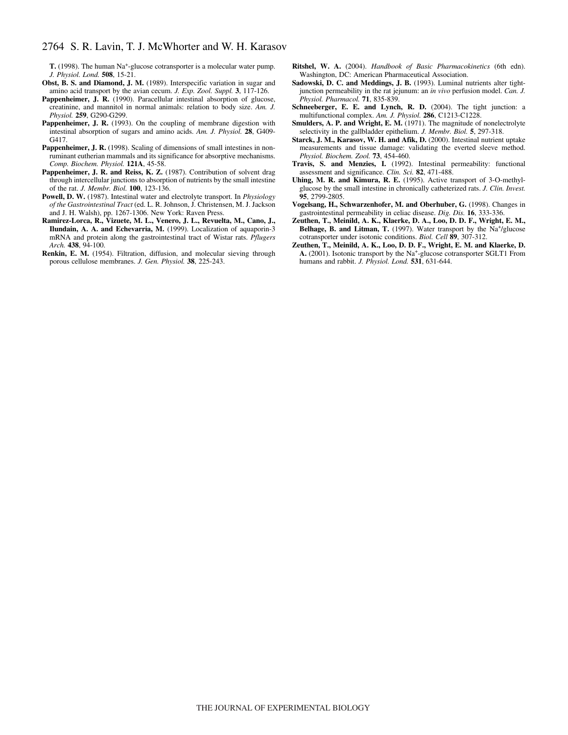**T.** (1998). The human $Na^+$-glucose cotransporter is a molecular water pump. *J. Physiol. Lond.* **508**, 15-21.

**Obst, B. S. and Diamond, J. M.** (1989). Interspecific variation in sugar and amino acid transport by the avian cecum. *J. Exp. Zool. Suppl.* **3**, 117-126.

**Pappenheimer, J. R.** (1990). Paracellular intestinal absorption of glucose, creatinine, and mannitol in normal animals: relation to body size. *Am. J. Physiol.* **259**, G290-G299.

**Pappenheimer, J. R.** (1993). On the coupling of membrane digestion with intestinal absorption of sugars and amino acids. *Am. J. Physiol.* **28**, G409-G417.

**Pappenheimer, J. R.** (1998). Scaling of dimensions of small intestines in non-ruminant eutherian mammals and its significance for absorptive mechanisms. *Comp. Biochem. Physiol.* **121A**, 45-58.

**Pappenheimer, J. R. and Reiss, K. Z.** (1987). Contribution of solvent drag through intercellular junctions to absorption of nutrients by the small intestine of the rat. *J. Membr. Biol.* **100**, 123-136.

**Powell, D. W.** (1987). Intestinal water and electrolyte transport. In *Physiology of the Gastrointestinal Tract* (ed. L. R. Johnson, J. Christensen, M. J. Jackson and J. H. Walsh), pp. 1267-1306. New York: Raven Press.

**Ramirez-Lorca, R., Vizuete, M. L., Venero, J. L., Revuelta, M., Cano, J., Ilundain, A. A. and Echevarria, M.** (1999). Localization of aquaporin-3 mRNA and protein along the gastrointestinal tract of Wistar rats. *Pflugers Arch.* **438**, 94-100.

**Renkin, E. M.** (1954). Filtration, diffusion, and molecular sieving through porous cellulose membranes. *J. Gen. Physiol.* **38**, 225-243.

**Ritshel, W. A.** (2004). *Handbook of Basic Pharmacokinetics* (6th edn). Washington, DC: American Pharmaceutical Association.

**Sadowski, D. C. and Meddings, J. B.** (1993). Luminal nutrients alter tight-junction permeability in the rat jejunum: an *in vivo* perfusion model. *Can. J. Physiol. Pharmacol.* **71**, 835-839.

**Schneeberger, E. E. and Lynch, R. D.** (2004). The tight junction: a multifunctional complex. *Am. J. Physiol.* **286**, C1213-C1228.

**Smulders, A. P. and Wright, E. M.** (1971). The magnitude of nonelectrolyte selectivity in the gallbladder epithelium. *J. Membr. Biol.* **5**, 297-318.

**Starck, J. M., Karasov, W. H. and Afik, D.** (2000). Intestinal nutrient uptake measurements and tissue damage: validating the everted sleeve method. *Physiol. Biochem. Zool.* **73**, 454-460.

**Travis, S. and Menzies, I.** (1992). Intestinal permeability: functional assessment and significance. *Clin. Sci.* **82**, 471-488.

**Uhing, M. R. and Kimura, R. E.** (1995). Active transport of 3-O-methyl-glucose by the small intestine in chronically catheterized rats. *J. Clin. Invest.* **95**, 2799-2805.

**Vogelsang, H., Schwarzenhofer, M. and Oberhuber, G.** (1998). Changes in gastrointestinal permeability in celiac disease. *Dig. Dis.* **16**, 333-336.

**Zeuthen, T., Meinild, A. K., Klaerke, D. A., Loo, D. D. F., Wright, E. M., Belhage, B. and Litman, T.** (1997). Water transport by the $Na^+$/glucose cotransporter under isotonic conditions. *Biol. Cell* **89**, 307-312.

**Zeuthen, T., Meinild, A. K., Loo, D. D. F., Wright, E. M. and Klaerke, D. A.** (2001). Isotonic transport by the $Na^+$-glucose cotransporter SGLT1 From humans and rabbit. *J. Physiol. Lond.* **531**, 631-644.